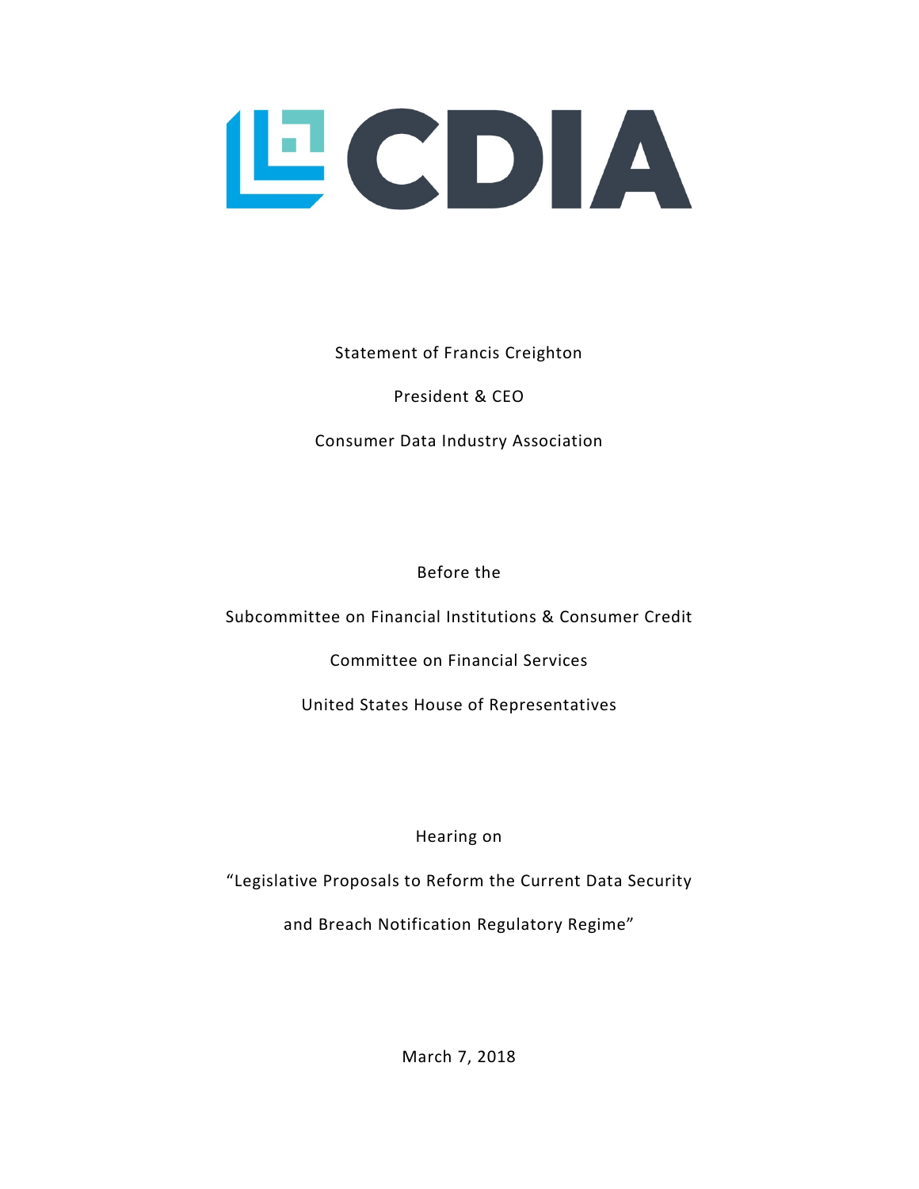CDIA

Statement of Francis Creighton

President & CEO

Consumer Data Industry Association

Before the

Subcommittee on Financial Institutions & Consumer Credit

Committee on Financial Services

United States House of Representatives

Hearing on

"Legislative Proposals to Reform the Current Data Security and Breach Notification Regulatory Regime"

March 7, 2018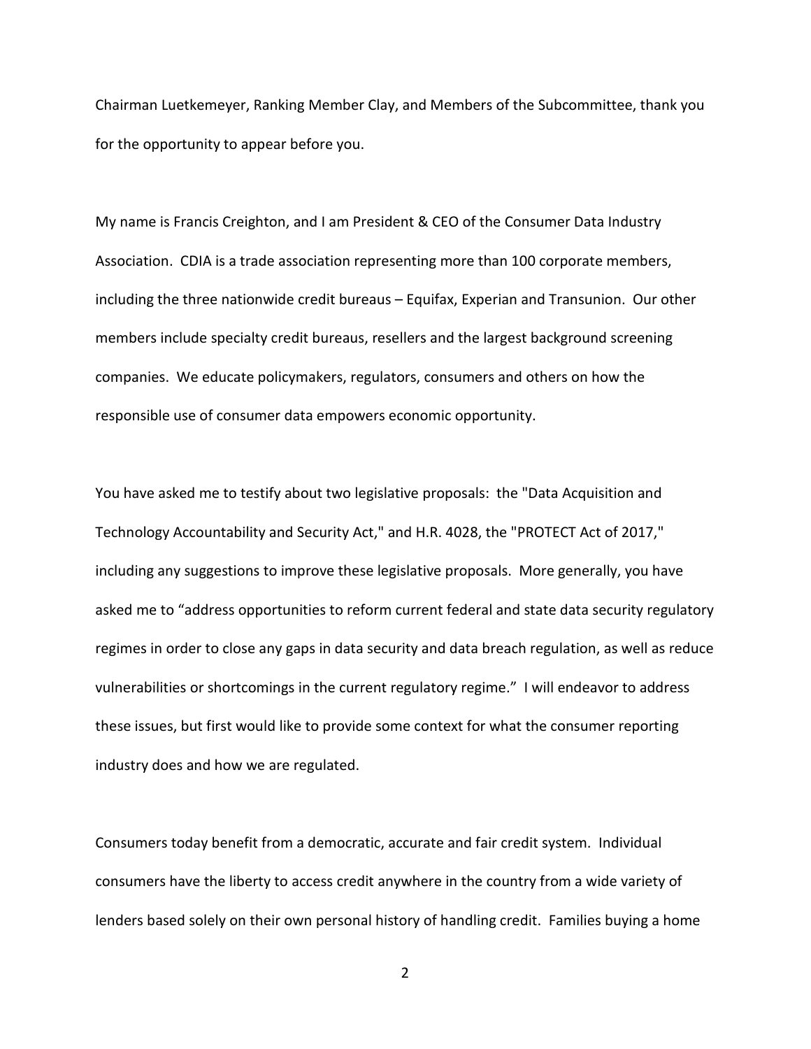Chairman Luetkemeyer, Ranking Member Clay, and Members of the Subcommittee, thank you for the opportunity to appear before you.

My name is Francis Creighton, and I am President & CEO of the Consumer Data Industry Association. CDIA is a trade association representing more than 100 corporate members, including the three nationwide credit bureaus – Equifax, Experian and Transunion. Our other members include specialty credit bureaus, resellers and the largest background screening companies. We educate policymakers, regulators, consumers and others on how the responsible use of consumer data empowers economic opportunity.

You have asked me to testify about two legislative proposals: the "Data Acquisition and Technology Accountability and Security Act," and H.R. 4028, the "PROTECT Act of 2017," including any suggestions to improve these legislative proposals. More generally, you have asked me to "address opportunities to reform current federal and state data security regulatory regimes in order to close any gaps in data security and data breach regulation, as well as reduce vulnerabilities or shortcomings in the current regulatory regime." I will endeavor to address these issues, but first would like to provide some context for what the consumer reporting industry does and how we are regulated.

Consumers today benefit from a democratic, accurate and fair credit system. Individual consumers have the liberty to access credit anywhere in the country from a wide variety of lenders based solely on their own personal history of handling credit. Families buying a home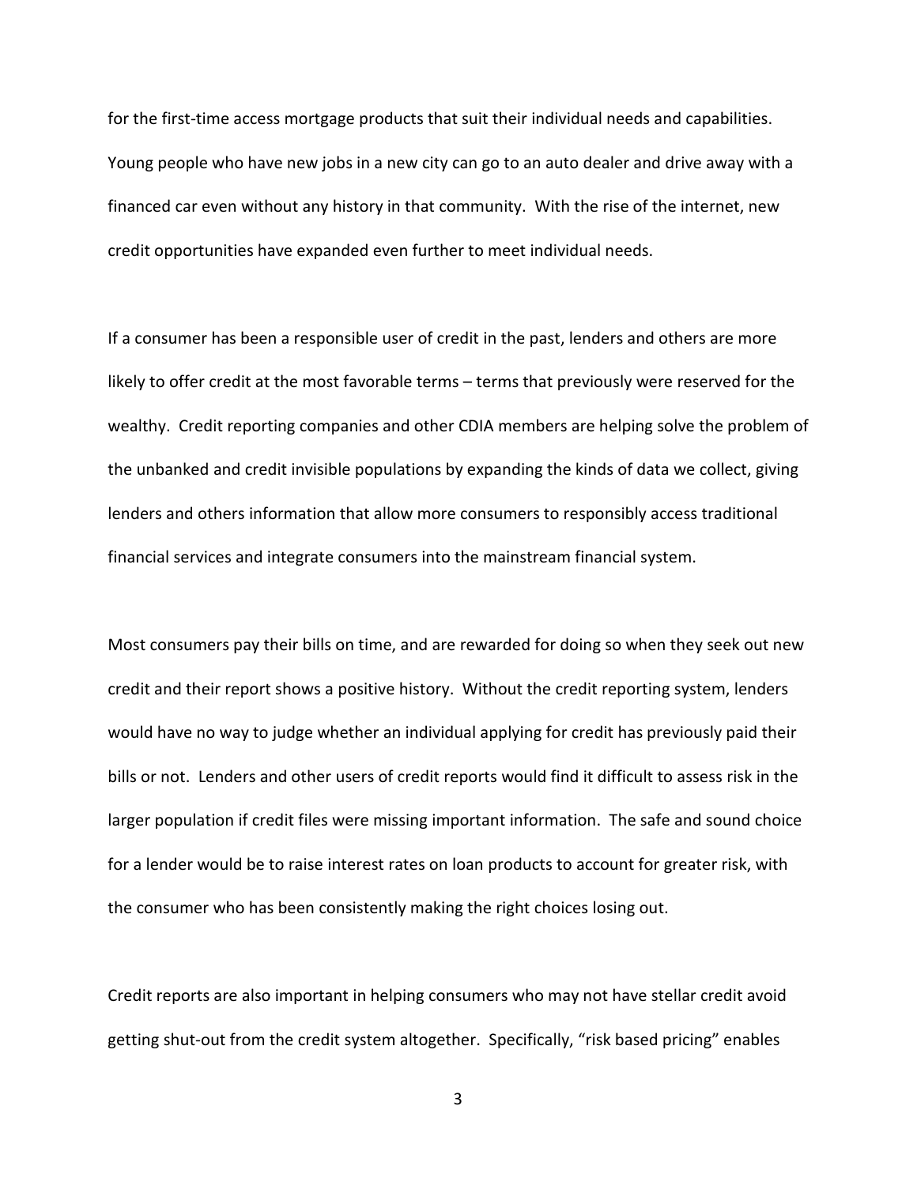for the first-time access mortgage products that suit their individual needs and capabilities. Young people who have new jobs in a new city can go to an auto dealer and drive away with a financed car even without any history in that community. With the rise of the internet, new credit opportunities have expanded even further to meet individual needs.

If a consumer has been a responsible user of credit in the past, lenders and others are more likely to offer credit at the most favorable terms – terms that previously were reserved for the wealthy. Credit reporting companies and other CDIA members are helping solve the problem of the unbanked and credit invisible populations by expanding the kinds of data we collect, giving lenders and others information that allow more consumers to responsibly access traditional financial services and integrate consumers into the mainstream financial system.

Most consumers pay their bills on time, and are rewarded for doing so when they seek out new credit and their report shows a positive history. Without the credit reporting system, lenders would have no way to judge whether an individual applying for credit has previously paid their bills or not. Lenders and other users of credit reports would find it difficult to assess risk in the larger population if credit files were missing important information. The safe and sound choice for a lender would be to raise interest rates on loan products to account for greater risk, with the consumer who has been consistently making the right choices losing out.

Credit reports are also important in helping consumers who may not have stellar credit avoid getting shut-out from the credit system altogether. Specifically, "risk based pricing" enables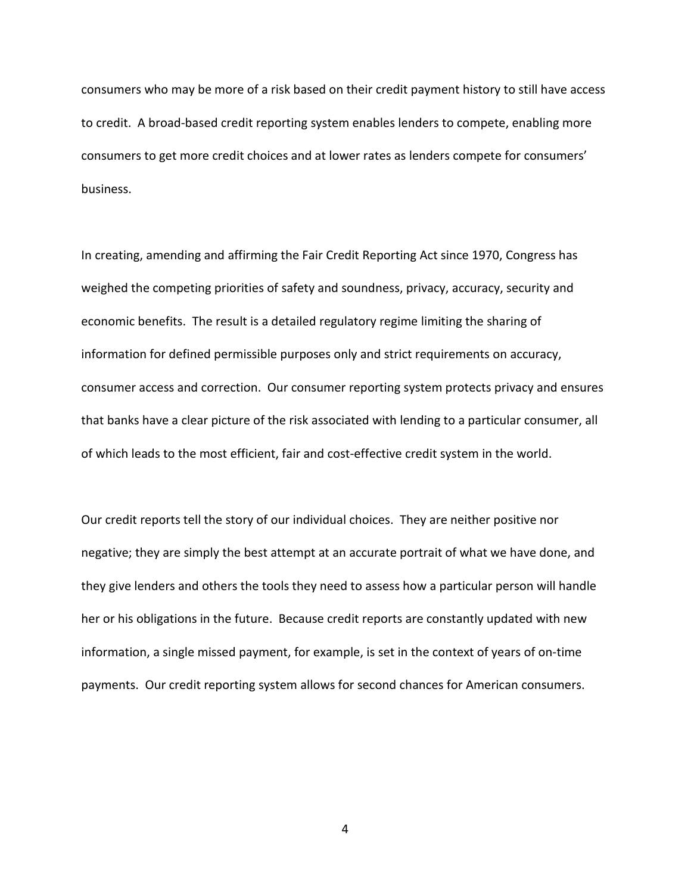consumers who may be more of a risk based on their credit payment history to still have access to credit. A broad-based credit reporting system enables lenders to compete, enabling more consumers to get more credit choices and at lower rates as lenders compete for consumers' business.

In creating, amending and affirming the Fair Credit Reporting Act since 1970, Congress has weighed the competing priorities of safety and soundness, privacy, accuracy, security and economic benefits. The result is a detailed regulatory regime limiting the sharing of information for defined permissible purposes only and strict requirements on accuracy, consumer access and correction. Our consumer reporting system protects privacy and ensures that banks have a clear picture of the risk associated with lending to a particular consumer, all of which leads to the most efficient, fair and cost-effective credit system in the world.

Our credit reports tell the story of our individual choices. They are neither positive nor negative; they are simply the best attempt at an accurate portrait of what we have done, and they give lenders and others the tools they need to assess how a particular person will handle her or his obligations in the future. Because credit reports are constantly updated with new information, a single missed payment, for example, is set in the context of years of on-time payments. Our credit reporting system allows for second chances for American consumers.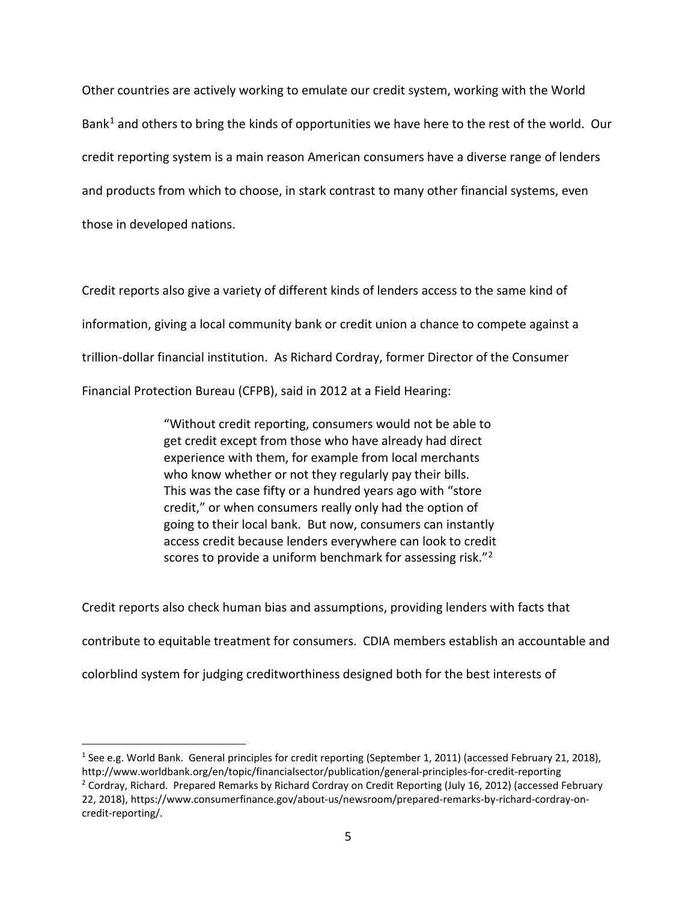Other countries are actively working to emulate our credit system, working with the World Bank[1] and others to bring the kinds of opportunities we have here to the rest of the world. Our credit reporting system is a main reason American consumers have a diverse range of lenders and products from which to choose, in stark contrast to many other financial systems, even those in developed nations.

Credit reports also give a variety of different kinds of lenders access to the same kind of information, giving a local community bank or credit union a chance to compete against a trillion-dollar financial institution. As Richard Cordray, former Director of the Consumer Financial Protection Bureau (CFPB), said in 2012 at a Field Hearing:

> "Without credit reporting, consumers would not be able to get credit except from those who have already had direct experience with them, for example from local merchants who know whether or not they regularly pay their bills. This was the case fifty or a hundred years ago with "store credit," or when consumers really only had the option of going to their local bank. But now, consumers can instantly access credit because lenders everywhere can look to credit scores to provide a uniform benchmark for assessing risk."[2]

Credit reports also check human bias and assumptions, providing lenders with facts that contribute to equitable treatment for consumers. CDIA members establish an accountable and colorblind system for judging creditworthiness designed both for the best interests of

---

[1] See e.g. World Bank. General principles for credit reporting (September 1, 2011) (accessed February 21, 2018), http://www.worldbank.org/en/topic/financialsector/publication/general-principles-for-credit-reporting

[2] Cordray, Richard. Prepared Remarks by Richard Cordray on Credit Reporting (July 16, 2012) (accessed February 22, 2018), https://www.consumerfinance.gov/about-us/newsroom/prepared-remarks-by-richard-cordray-on-credit-reporting/.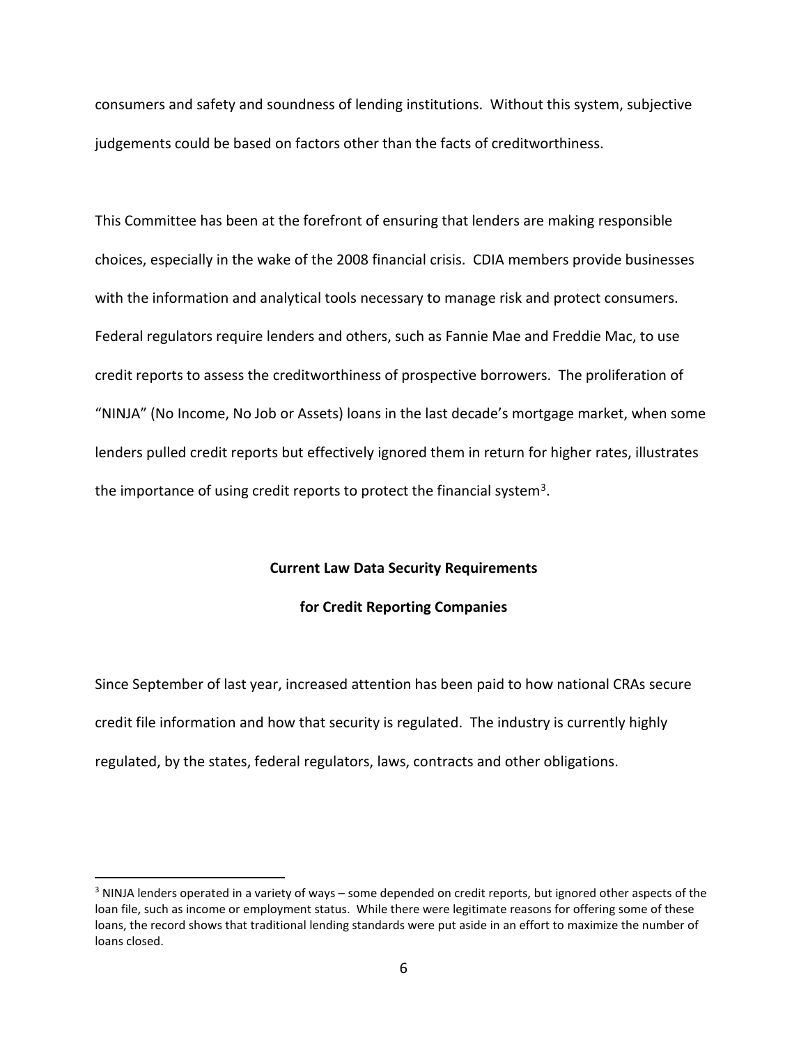consumers and safety and soundness of lending institutions. Without this system, subjective judgements could be based on factors other than the facts of creditworthiness.

This Committee has been at the forefront of ensuring that lenders are making responsible choices, especially in the wake of the 2008 financial crisis. CDIA members provide businesses with the information and analytical tools necessary to manage risk and protect consumers. Federal regulators require lenders and others, such as Fannie Mae and Freddie Mac, to use credit reports to assess the creditworthiness of prospective borrowers. The proliferation of "NINJA" (No Income, No Job or Assets) loans in the last decade's mortgage market, when some lenders pulled credit reports but effectively ignored them in return for higher rates, illustrates the importance of using credit reports to protect the financial system[3].

**Current Law Data Security Requirements**

**for Credit Reporting Companies**

Since September of last year, increased attention has been paid to how national CRAs secure credit file information and how that security is regulated. The industry is currently highly regulated, by the states, federal regulators, laws, contracts and other obligations.

---

[3] NINJA lenders operated in a variety of ways – some depended on credit reports, but ignored other aspects of the loan file, such as income or employment status. While there were legitimate reasons for offering some of these loans, the record shows that traditional lending standards were put aside in an effort to maximize the number of loans closed.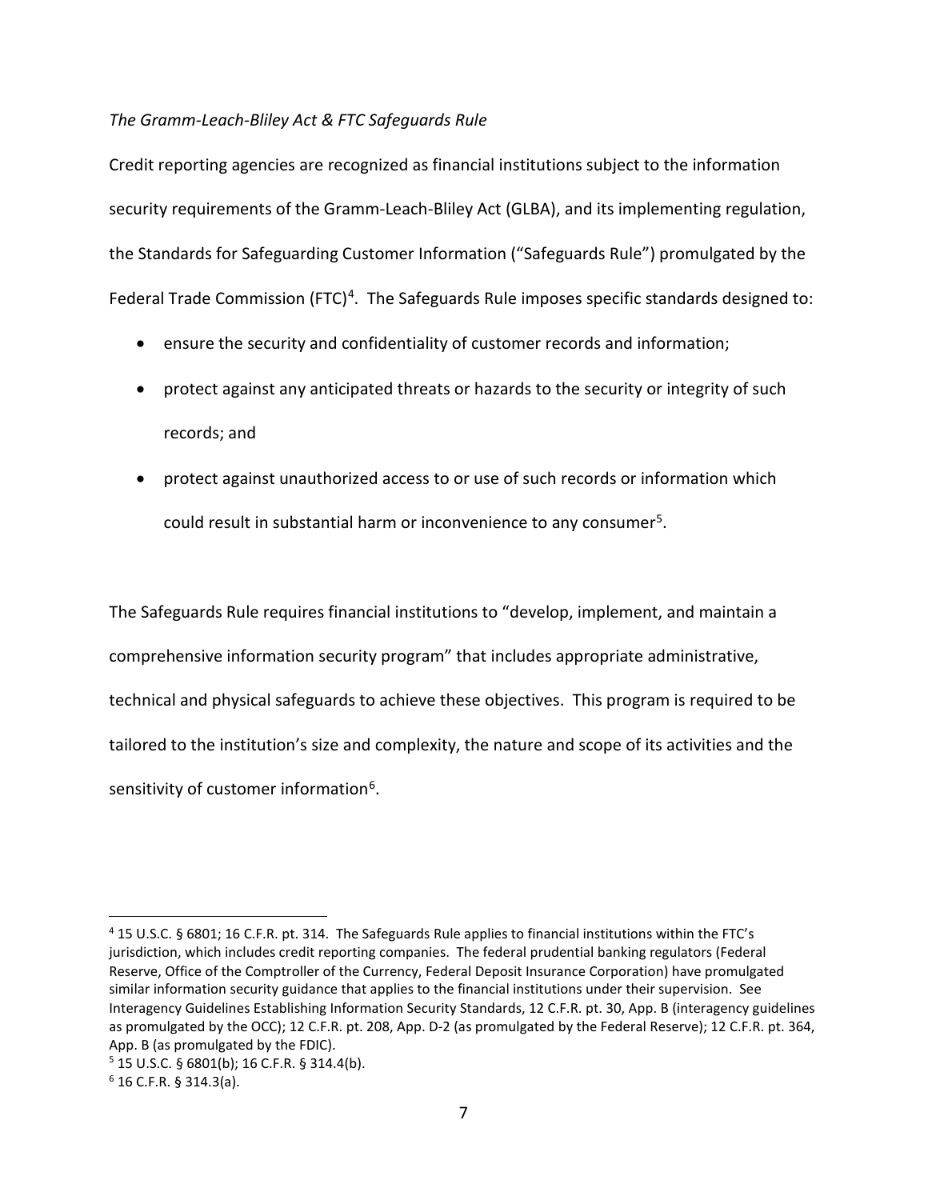*The Gramm-Leach-Bliley Act & FTC Safeguards Rule*

Credit reporting agencies are recognized as financial institutions subject to the information security requirements of the Gramm-Leach-Bliley Act (GLBA), and its implementing regulation, the Standards for Safeguarding Customer Information ("Safeguards Rule") promulgated by the Federal Trade Commission (FTC)[4]. The Safeguards Rule imposes specific standards designed to:

- ensure the security and confidentiality of customer records and information;
- protect against any anticipated threats or hazards to the security or integrity of such records; and
- protect against unauthorized access to or use of such records or information which could result in substantial harm or inconvenience to any consumer[5].

The Safeguards Rule requires financial institutions to "develop, implement, and maintain a comprehensive information security program" that includes appropriate administrative, technical and physical safeguards to achieve these objectives. This program is required to be tailored to the institution's size and complexity, the nature and scope of its activities and the sensitivity of customer information[6].

---

[4] 15 U.S.C. § 6801; 16 C.F.R. pt. 314. The Safeguards Rule applies to financial institutions within the FTC's jurisdiction, which includes credit reporting companies. The federal prudential banking regulators (Federal Reserve, Office of the Comptroller of the Currency, Federal Deposit Insurance Corporation) have promulgated similar information security guidance that applies to the financial institutions under their supervision. See Interagency Guidelines Establishing Information Security Standards, 12 C.F.R. pt. 30, App. B (interagency guidelines as promulgated by the OCC); 12 C.F.R. pt. 208, App. D-2 (as promulgated by the Federal Reserve); 12 C.F.R. pt. 364, App. B (as promulgated by the FDIC).

[5] 15 U.S.C. § 6801(b); 16 C.F.R. § 314.4(b).

[6] 16 C.F.R. § 314.3(a).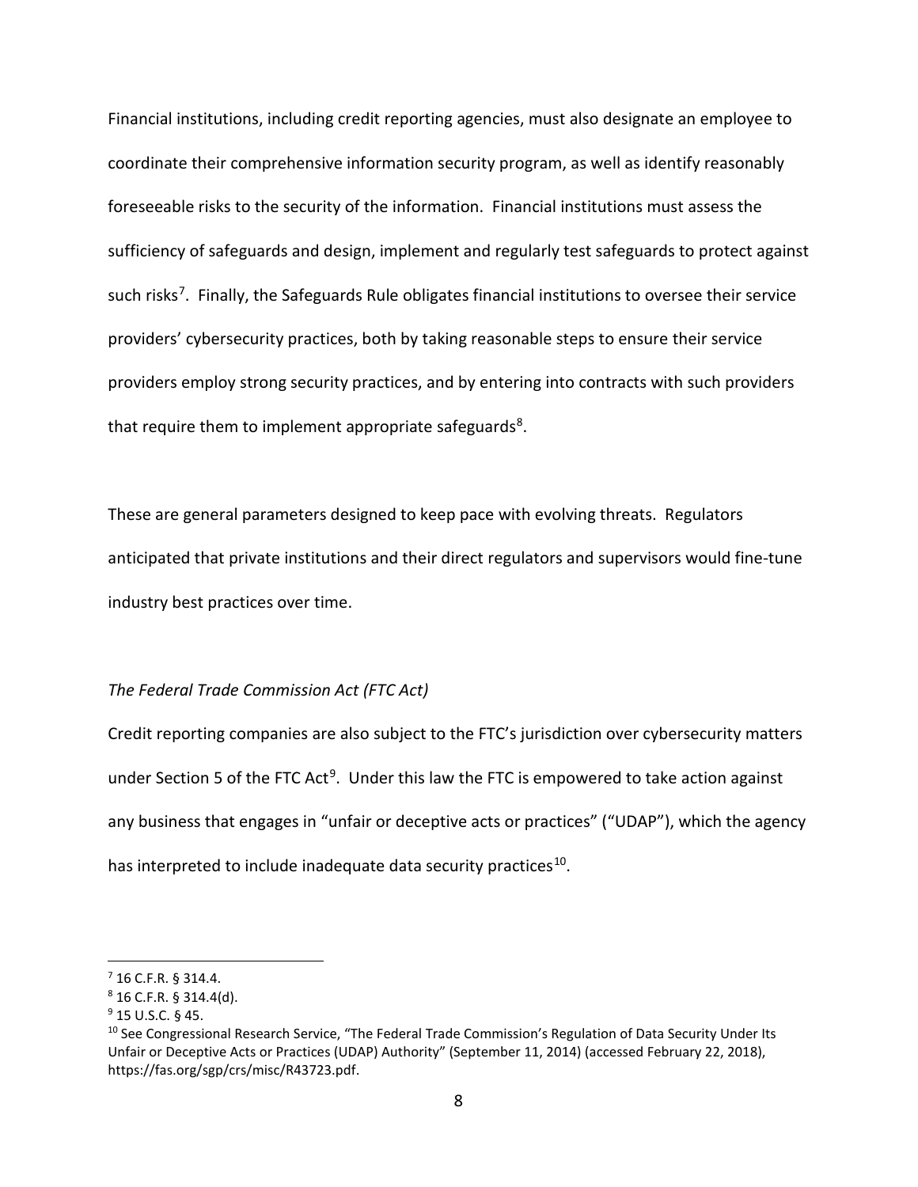Financial institutions, including credit reporting agencies, must also designate an employee to coordinate their comprehensive information security program, as well as identify reasonably foreseeable risks to the security of the information. Financial institutions must assess the sufficiency of safeguards and design, implement and regularly test safeguards to protect against such risks[7]. Finally, the Safeguards Rule obligates financial institutions to oversee their service providers' cybersecurity practices, both by taking reasonable steps to ensure their service providers employ strong security practices, and by entering into contracts with such providers that require them to implement appropriate safeguards[8].

These are general parameters designed to keep pace with evolving threats. Regulators anticipated that private institutions and their direct regulators and supervisors would fine-tune industry best practices over time.

*The Federal Trade Commission Act (FTC Act)*

Credit reporting companies are also subject to the FTC's jurisdiction over cybersecurity matters under Section 5 of the FTC Act[9]. Under this law the FTC is empowered to take action against any business that engages in "unfair or deceptive acts or practices" ("UDAP"), which the agency has interpreted to include inadequate data security practices[10].

---

[7] 16 C.F.R. § 314.4.

[8] 16 C.F.R. § 314.4(d).

[9] 15 U.S.C. § 45.

[10] See Congressional Research Service, "The Federal Trade Commission's Regulation of Data Security Under Its Unfair or Deceptive Acts or Practices (UDAP) Authority" (September 11, 2014) (accessed February 22, 2018), https://fas.org/sgp/crs/misc/R43723.pdf.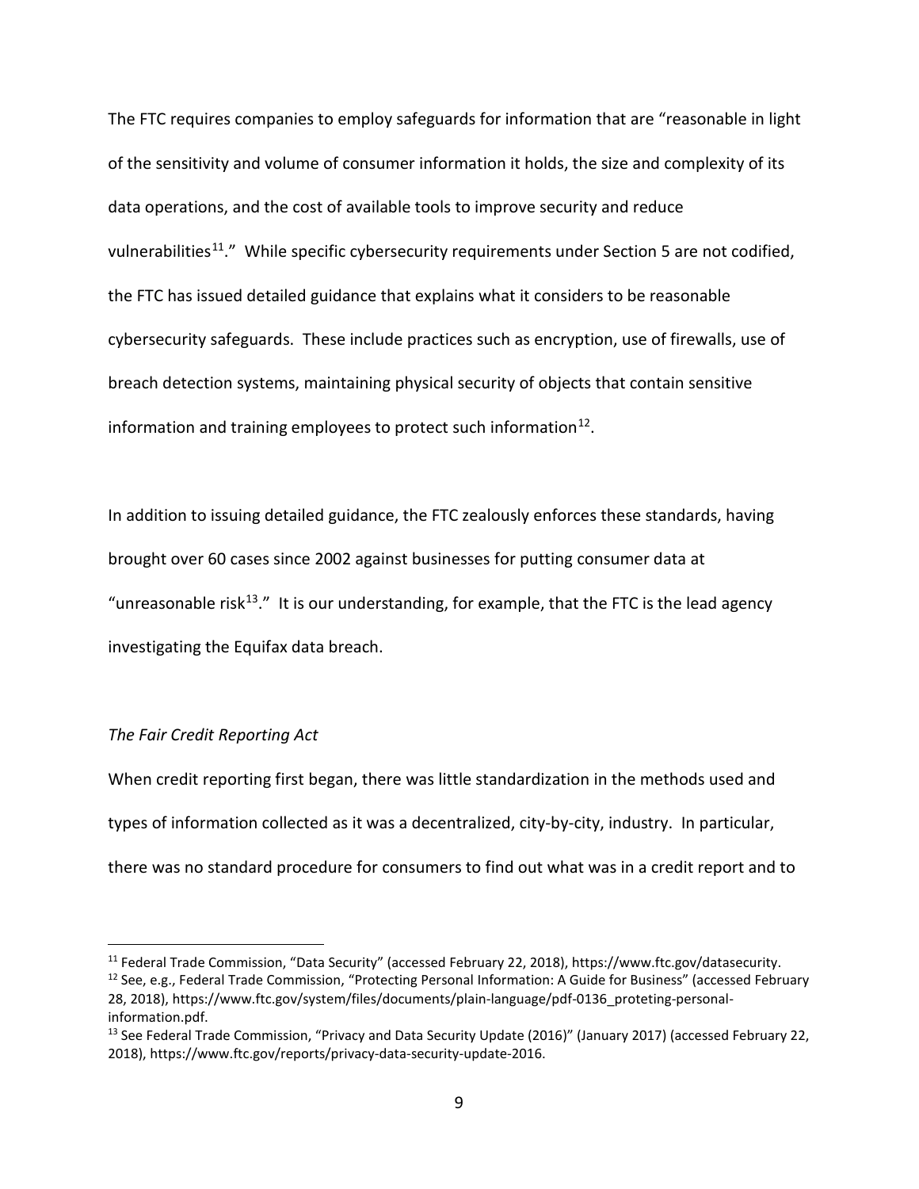The FTC requires companies to employ safeguards for information that are "reasonable in light of the sensitivity and volume of consumer information it holds, the size and complexity of its data operations, and the cost of available tools to improve security and reduce vulnerabilities[11]." While specific cybersecurity requirements under Section 5 are not codified, the FTC has issued detailed guidance that explains what it considers to be reasonable cybersecurity safeguards. These include practices such as encryption, use of firewalls, use of breach detection systems, maintaining physical security of objects that contain sensitive information and training employees to protect such information[12].

In addition to issuing detailed guidance, the FTC zealously enforces these standards, having brought over 60 cases since 2002 against businesses for putting consumer data at "unreasonable risk[13]." It is our understanding, for example, that the FTC is the lead agency investigating the Equifax data breach.

*The Fair Credit Reporting Act*

When credit reporting first began, there was little standardization in the methods used and types of information collected as it was a decentralized, city-by-city, industry. In particular, there was no standard procedure for consumers to find out what was in a credit report and to

---

[11] Federal Trade Commission, "Data Security" (accessed February 22, 2018), https://www.ftc.gov/datasecurity.

[12] See, e.g., Federal Trade Commission, "Protecting Personal Information: A Guide for Business" (accessed February 28, 2018), https://www.ftc.gov/system/files/documents/plain-language/pdf-0136_proteting-personal-information.pdf.

[13] See Federal Trade Commission, "Privacy and Data Security Update (2016)" (January 2017) (accessed February 22, 2018), https://www.ftc.gov/reports/privacy-data-security-update-2016.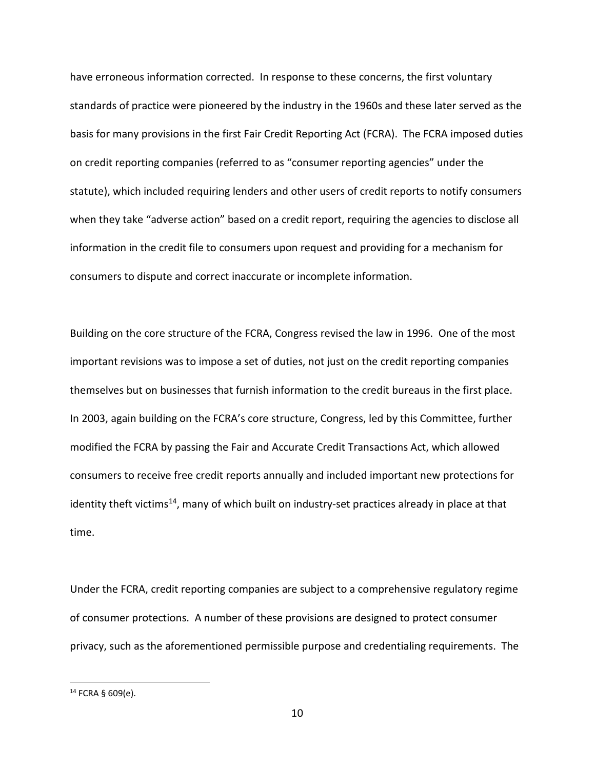have erroneous information corrected. In response to these concerns, the first voluntary standards of practice were pioneered by the industry in the 1960s and these later served as the basis for many provisions in the first Fair Credit Reporting Act (FCRA). The FCRA imposed duties on credit reporting companies (referred to as "consumer reporting agencies" under the statute), which included requiring lenders and other users of credit reports to notify consumers when they take "adverse action" based on a credit report, requiring the agencies to disclose all information in the credit file to consumers upon request and providing for a mechanism for consumers to dispute and correct inaccurate or incomplete information.

Building on the core structure of the FCRA, Congress revised the law in 1996. One of the most important revisions was to impose a set of duties, not just on the credit reporting companies themselves but on businesses that furnish information to the credit bureaus in the first place. In 2003, again building on the FCRA's core structure, Congress, led by this Committee, further modified the FCRA by passing the Fair and Accurate Credit Transactions Act, which allowed consumers to receive free credit reports annually and included important new protections for identity theft victims[14], many of which built on industry-set practices already in place at that time.

Under the FCRA, credit reporting companies are subject to a comprehensive regulatory regime of consumer protections. A number of these provisions are designed to protect consumer privacy, such as the aforementioned permissible purpose and credentialing requirements. The

---

[14] FCRA § 609(e).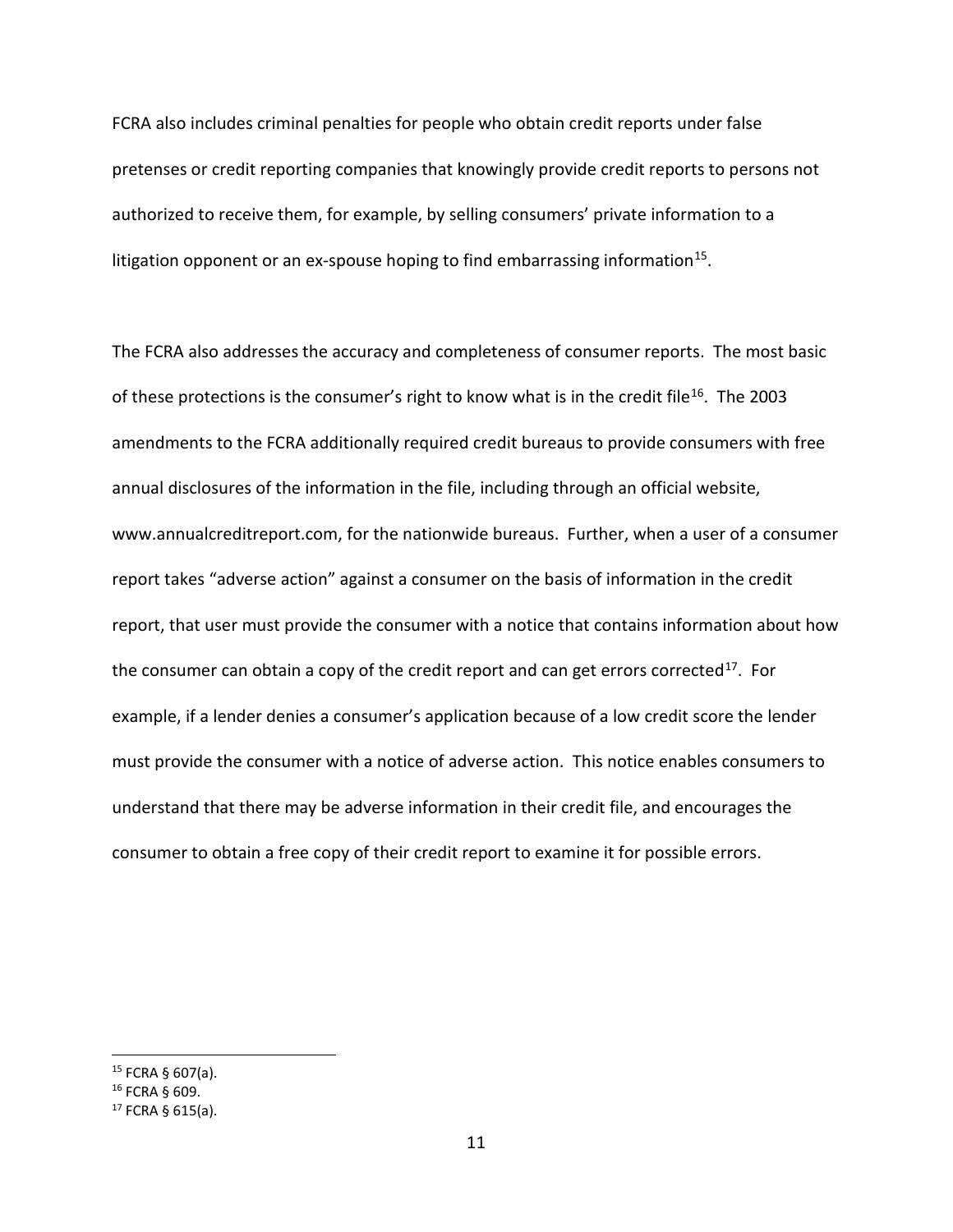FCRA also includes criminal penalties for people who obtain credit reports under false pretenses or credit reporting companies that knowingly provide credit reports to persons not authorized to receive them, for example, by selling consumers' private information to a litigation opponent or an ex-spouse hoping to find embarrassing information[15].

The FCRA also addresses the accuracy and completeness of consumer reports. The most basic of these protections is the consumer's right to know what is in the credit file[16]. The 2003 amendments to the FCRA additionally required credit bureaus to provide consumers with free annual disclosures of the information in the file, including through an official website, www.annualcreditreport.com, for the nationwide bureaus. Further, when a user of a consumer report takes "adverse action" against a consumer on the basis of information in the credit report, that user must provide the consumer with a notice that contains information about how the consumer can obtain a copy of the credit report and can get errors corrected[17]. For example, if a lender denies a consumer's application because of a low credit score the lender must provide the consumer with a notice of adverse action. This notice enables consumers to understand that there may be adverse information in their credit file, and encourages the consumer to obtain a free copy of their credit report to examine it for possible errors.

---

[15] FCRA § 607(a).

[16] FCRA § 609.

[17] FCRA § 615(a).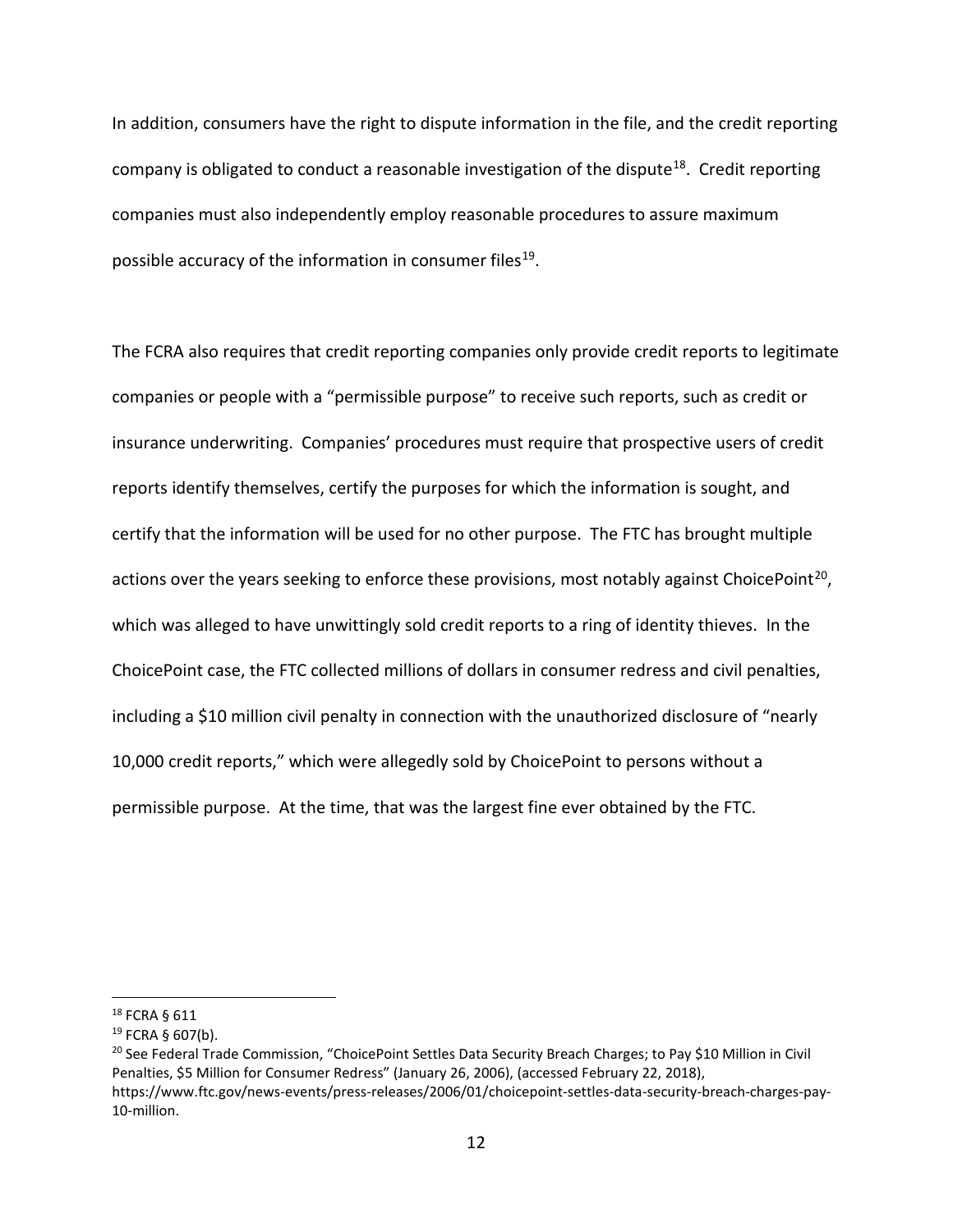In addition, consumers have the right to dispute information in the file, and the credit reporting company is obligated to conduct a reasonable investigation of the dispute[18]. Credit reporting companies must also independently employ reasonable procedures to assure maximum possible accuracy of the information in consumer files[19].

The FCRA also requires that credit reporting companies only provide credit reports to legitimate companies or people with a "permissible purpose" to receive such reports, such as credit or insurance underwriting. Companies' procedures must require that prospective users of credit reports identify themselves, certify the purposes for which the information is sought, and certify that the information will be used for no other purpose. The FTC has brought multiple actions over the years seeking to enforce these provisions, most notably against ChoicePoint[20], which was alleged to have unwittingly sold credit reports to a ring of identity thieves. In the ChoicePoint case, the FTC collected millions of dollars in consumer redress and civil penalties, including a $10 million civil penalty in connection with the unauthorized disclosure of "nearly 10,000 credit reports," which were allegedly sold by ChoicePoint to persons without a permissible purpose. At the time, that was the largest fine ever obtained by the FTC.

---

[18] FCRA § 611

[19] FCRA § 607(b).

[20] See Federal Trade Commission, "ChoicePoint Settles Data Security Breach Charges; to Pay $10 Million in Civil Penalties, $5 Million for Consumer Redress" (January 26, 2006), (accessed February 22, 2018), https://www.ftc.gov/news-events/press-releases/2006/01/choicepoint-settles-data-security-breach-charges-pay-10-million.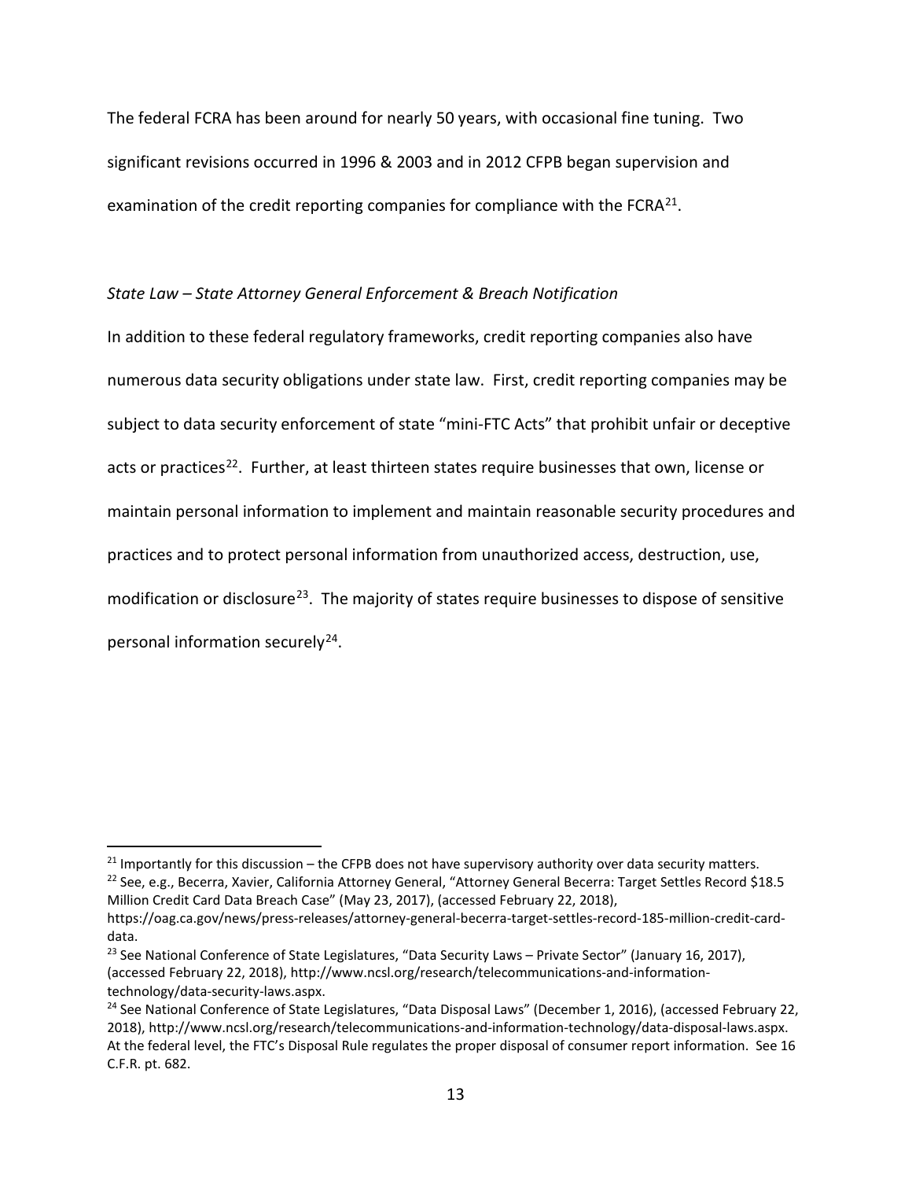The federal FCRA has been around for nearly 50 years, with occasional fine tuning. Two significant revisions occurred in 1996 & 2003 and in 2012 CFPB began supervision and examination of the credit reporting companies for compliance with the FCRA[21].

*State Law – State Attorney General Enforcement & Breach Notification*

In addition to these federal regulatory frameworks, credit reporting companies also have numerous data security obligations under state law. First, credit reporting companies may be subject to data security enforcement of state "mini-FTC Acts" that prohibit unfair or deceptive acts or practices[22]. Further, at least thirteen states require businesses that own, license or maintain personal information to implement and maintain reasonable security procedures and practices and to protect personal information from unauthorized access, destruction, use, modification or disclosure[23]. The majority of states require businesses to dispose of sensitive personal information securely[24].

---

[21] Importantly for this discussion – the CFPB does not have supervisory authority over data security matters.

[22] See, e.g., Becerra, Xavier, California Attorney General, "Attorney General Becerra: Target Settles Record $18.5 Million Credit Card Data Breach Case" (May 23, 2017), (accessed February 22, 2018), https://oag.ca.gov/news/press-releases/attorney-general-becerra-target-settles-record-185-million-credit-card-data.

[23] See National Conference of State Legislatures, "Data Security Laws – Private Sector" (January 16, 2017), (accessed February 22, 2018), http://www.ncsl.org/research/telecommunications-and-information-technology/data-security-laws.aspx.

[24] See National Conference of State Legislatures, "Data Disposal Laws" (December 1, 2016), (accessed February 22, 2018), http://www.ncsl.org/research/telecommunications-and-information-technology/data-disposal-laws.aspx. At the federal level, the FTC's Disposal Rule regulates the proper disposal of consumer report information. See 16 C.F.R. pt. 682.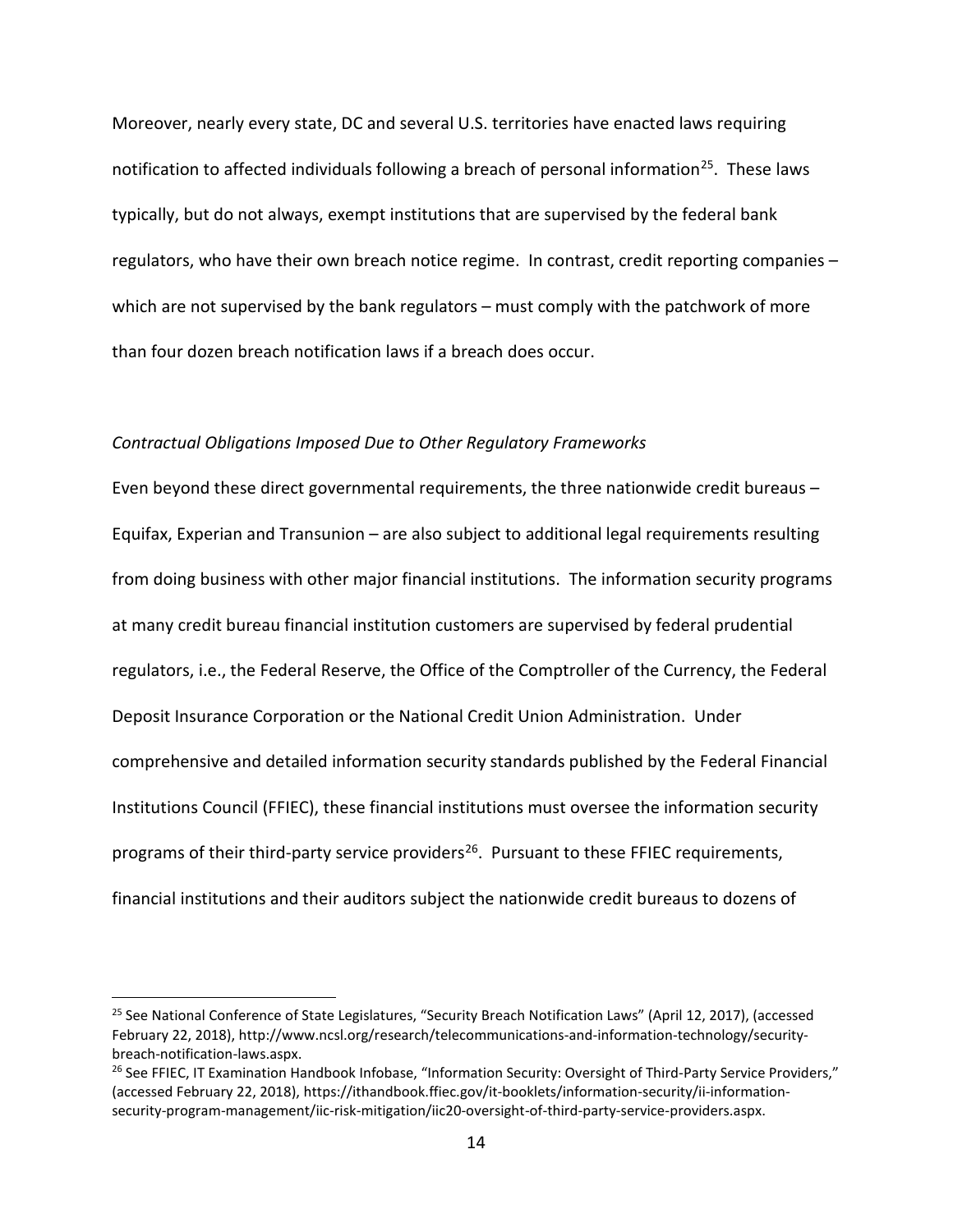Moreover, nearly every state, DC and several U.S. territories have enacted laws requiring notification to affected individuals following a breach of personal information[25]. These laws typically, but do not always, exempt institutions that are supervised by the federal bank regulators, who have their own breach notice regime. In contrast, credit reporting companies – which are not supervised by the bank regulators – must comply with the patchwork of more than four dozen breach notification laws if a breach does occur.

*Contractual Obligations Imposed Due to Other Regulatory Frameworks*

Even beyond these direct governmental requirements, the three nationwide credit bureaus – Equifax, Experian and Transunion – are also subject to additional legal requirements resulting from doing business with other major financial institutions. The information security programs at many credit bureau financial institution customers are supervised by federal prudential regulators, i.e., the Federal Reserve, the Office of the Comptroller of the Currency, the Federal Deposit Insurance Corporation or the National Credit Union Administration. Under comprehensive and detailed information security standards published by the Federal Financial Institutions Council (FFIEC), these financial institutions must oversee the information security programs of their third-party service providers[26]. Pursuant to these FFIEC requirements, financial institutions and their auditors subject the nationwide credit bureaus to dozens of

[25] See National Conference of State Legislatures, "Security Breach Notification Laws" (April 12, 2017), (accessed February 22, 2018), http://www.ncsl.org/research/telecommunications-and-information-technology/security-breach-notification-laws.aspx.

[26] See FFIEC, IT Examination Handbook Infobase, "Information Security: Oversight of Third-Party Service Providers," (accessed February 22, 2018), https://ithandbook.ffiec.gov/it-booklets/information-security/ii-information-security-program-management/iic-risk-mitigation/iic20-oversight-of-third-party-service-providers.aspx.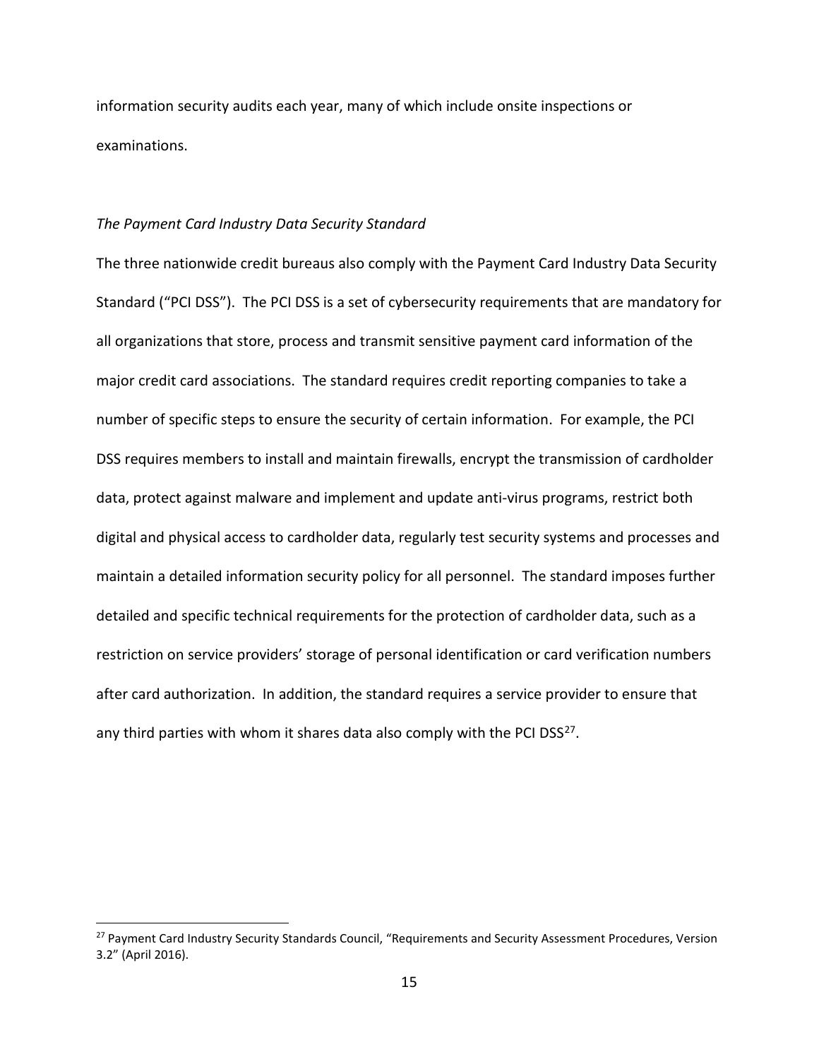information security audits each year, many of which include onsite inspections or examinations.

*The Payment Card Industry Data Security Standard*

The three nationwide credit bureaus also comply with the Payment Card Industry Data Security Standard ("PCI DSS"). The PCI DSS is a set of cybersecurity requirements that are mandatory for all organizations that store, process and transmit sensitive payment card information of the major credit card associations. The standard requires credit reporting companies to take a number of specific steps to ensure the security of certain information. For example, the PCI DSS requires members to install and maintain firewalls, encrypt the transmission of cardholder data, protect against malware and implement and update anti-virus programs, restrict both digital and physical access to cardholder data, regularly test security systems and processes and maintain a detailed information security policy for all personnel. The standard imposes further detailed and specific technical requirements for the protection of cardholder data, such as a restriction on service providers' storage of personal identification or card verification numbers after card authorization. In addition, the standard requires a service provider to ensure that any third parties with whom it shares data also comply with the PCI DSS[27].

[27] Payment Card Industry Security Standards Council, "Requirements and Security Assessment Procedures, Version 3.2" (April 2016).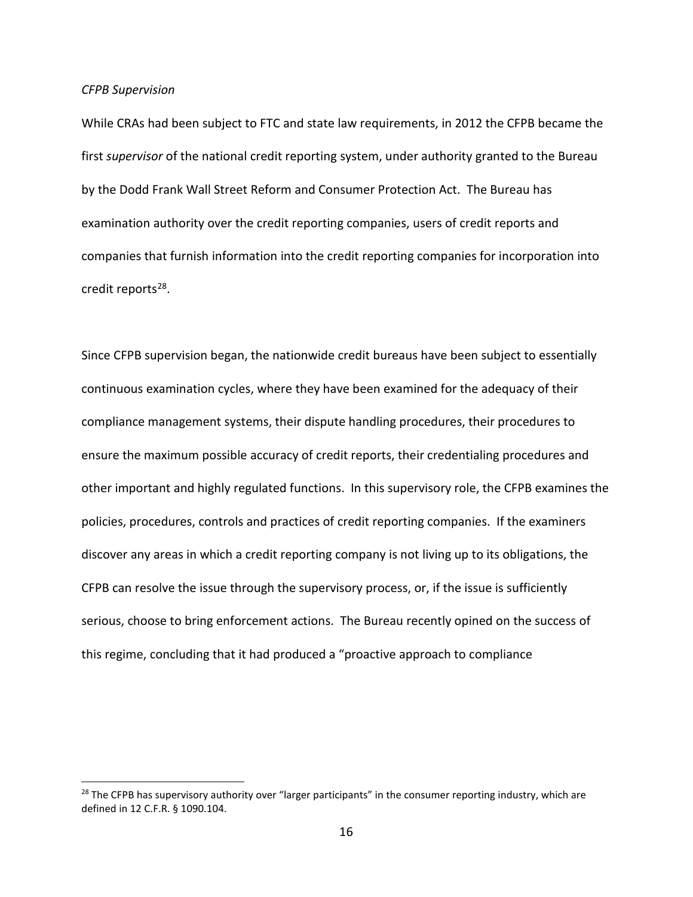*CFPB Supervision*

While CRAs had been subject to FTC and state law requirements, in 2012 the CFPB became the first *supervisor* of the national credit reporting system, under authority granted to the Bureau by the Dodd Frank Wall Street Reform and Consumer Protection Act. The Bureau has examination authority over the credit reporting companies, users of credit reports and companies that furnish information into the credit reporting companies for incorporation into credit reports[28].

Since CFPB supervision began, the nationwide credit bureaus have been subject to essentially continuous examination cycles, where they have been examined for the adequacy of their compliance management systems, their dispute handling procedures, their procedures to ensure the maximum possible accuracy of credit reports, their credentialing procedures and other important and highly regulated functions. In this supervisory role, the CFPB examines the policies, procedures, controls and practices of credit reporting companies. If the examiners discover any areas in which a credit reporting company is not living up to its obligations, the CFPB can resolve the issue through the supervisory process, or, if the issue is sufficiently serious, choose to bring enforcement actions. The Bureau recently opined on the success of this regime, concluding that it had produced a "proactive approach to compliance

---

[28] The CFPB has supervisory authority over "larger participants" in the consumer reporting industry, which are defined in 12 C.F.R. § 1090.104.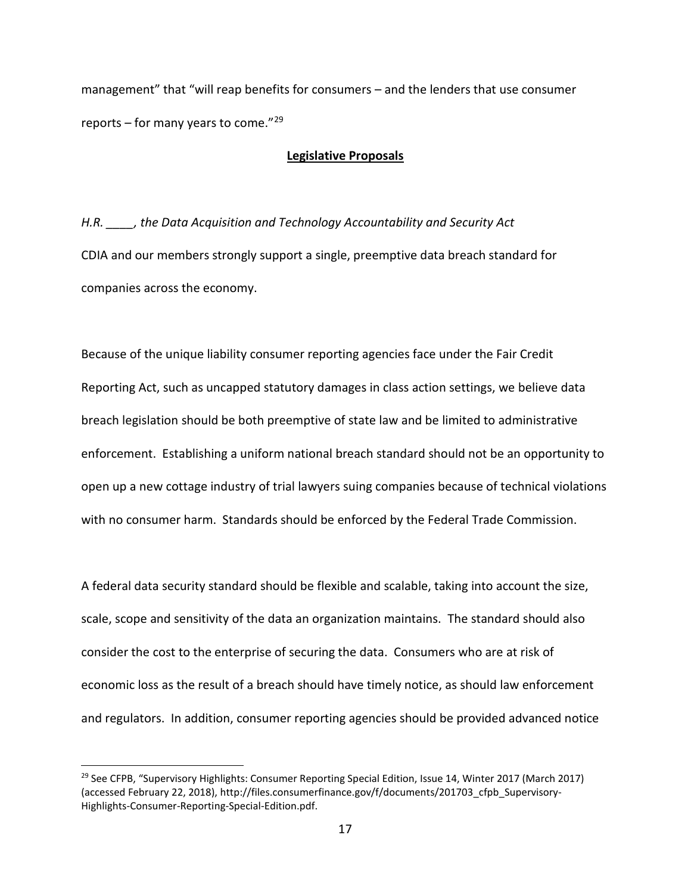management" that "will reap benefits for consumers – and the lenders that use consumer reports – for many years to come."[29]

## Legislative Proposals

*H.R. ____, the Data Acquisition and Technology Accountability and Security Act*

CDIA and our members strongly support a single, preemptive data breach standard for companies across the economy.

Because of the unique liability consumer reporting agencies face under the Fair Credit Reporting Act, such as uncapped statutory damages in class action settings, we believe data breach legislation should be both preemptive of state law and be limited to administrative enforcement. Establishing a uniform national breach standard should not be an opportunity to open up a new cottage industry of trial lawyers suing companies because of technical violations with no consumer harm. Standards should be enforced by the Federal Trade Commission.

A federal data security standard should be flexible and scalable, taking into account the size, scale, scope and sensitivity of the data an organization maintains. The standard should also consider the cost to the enterprise of securing the data. Consumers who are at risk of economic loss as the result of a breach should have timely notice, as should law enforcement and regulators. In addition, consumer reporting agencies should be provided advanced notice

---

[29] See CFPB, "Supervisory Highlights: Consumer Reporting Special Edition, Issue 14, Winter 2017 (March 2017) (accessed February 22, 2018), http://files.consumerfinance.gov/f/documents/201703_cfpb_Supervisory-Highlights-Consumer-Reporting-Special-Edition.pdf.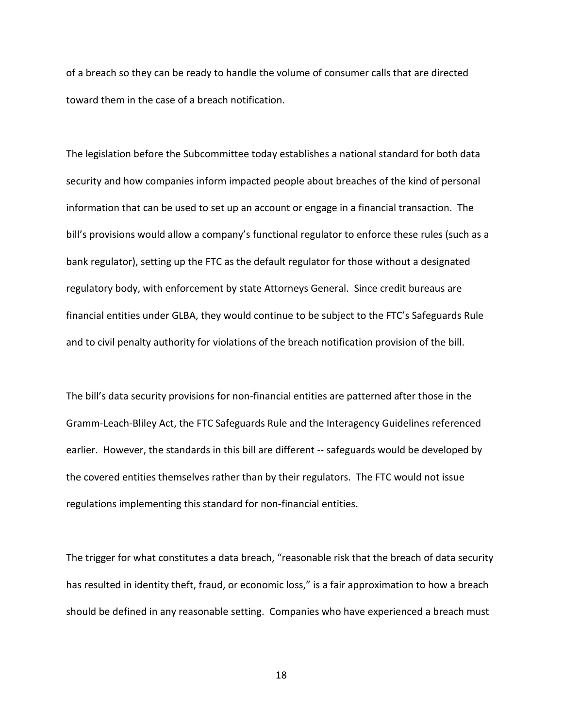of a breach so they can be ready to handle the volume of consumer calls that are directed toward them in the case of a breach notification.

The legislation before the Subcommittee today establishes a national standard for both data security and how companies inform impacted people about breaches of the kind of personal information that can be used to set up an account or engage in a financial transaction. The bill's provisions would allow a company's functional regulator to enforce these rules (such as a bank regulator), setting up the FTC as the default regulator for those without a designated regulatory body, with enforcement by state Attorneys General. Since credit bureaus are financial entities under GLBA, they would continue to be subject to the FTC's Safeguards Rule and to civil penalty authority for violations of the breach notification provision of the bill.

The bill's data security provisions for non-financial entities are patterned after those in the Gramm-Leach-Bliley Act, the FTC Safeguards Rule and the Interagency Guidelines referenced earlier. However, the standards in this bill are different -- safeguards would be developed by the covered entities themselves rather than by their regulators. The FTC would not issue regulations implementing this standard for non-financial entities.

The trigger for what constitutes a data breach, "reasonable risk that the breach of data security has resulted in identity theft, fraud, or economic loss," is a fair approximation to how a breach should be defined in any reasonable setting. Companies who have experienced a breach must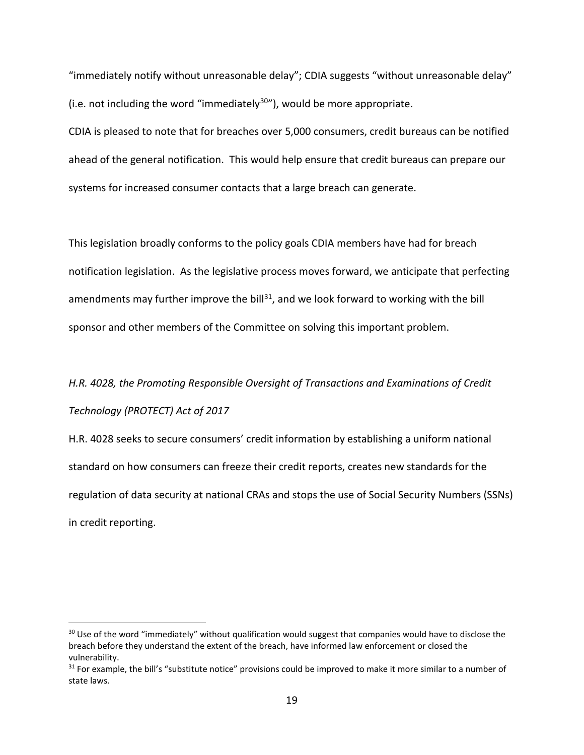"immediately notify without unreasonable delay"; CDIA suggests "without unreasonable delay" (i.e. not including the word "immediately[30]"), would be more appropriate.

CDIA is pleased to note that for breaches over 5,000 consumers, credit bureaus can be notified ahead of the general notification. This would help ensure that credit bureaus can prepare our systems for increased consumer contacts that a large breach can generate.

This legislation broadly conforms to the policy goals CDIA members have had for breach notification legislation. As the legislative process moves forward, we anticipate that perfecting amendments may further improve the bill[31], and we look forward to working with the bill sponsor and other members of the Committee on solving this important problem.

*H.R. 4028, the Promoting Responsible Oversight of Transactions and Examinations of Credit Technology (PROTECT) Act of 2017*

H.R. 4028 seeks to secure consumers' credit information by establishing a uniform national standard on how consumers can freeze their credit reports, creates new standards for the regulation of data security at national CRAs and stops the use of Social Security Numbers (SSNs) in credit reporting.

---

[30] Use of the word "immediately" without qualification would suggest that companies would have to disclose the breach before they understand the extent of the breach, have informed law enforcement or closed the vulnerability.

[31] For example, the bill's "substitute notice" provisions could be improved to make it more similar to a number of state laws.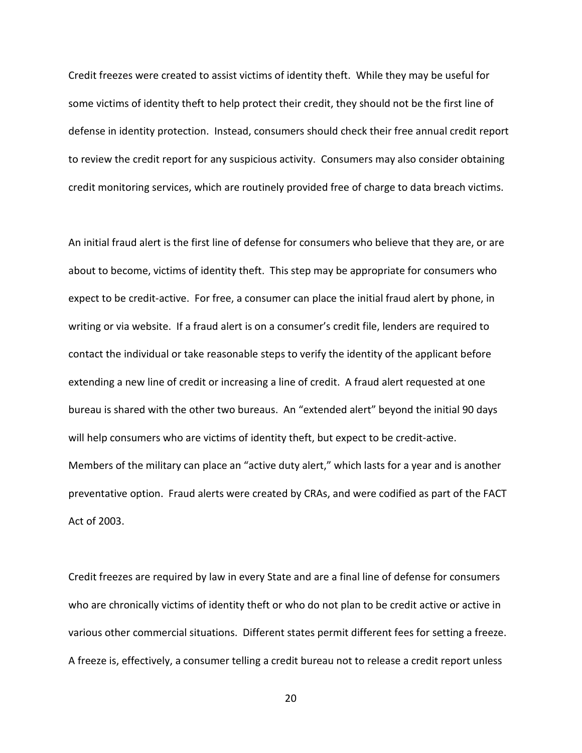Credit freezes were created to assist victims of identity theft. While they may be useful for some victims of identity theft to help protect their credit, they should not be the first line of defense in identity protection. Instead, consumers should check their free annual credit report to review the credit report for any suspicious activity. Consumers may also consider obtaining credit monitoring services, which are routinely provided free of charge to data breach victims.

An initial fraud alert is the first line of defense for consumers who believe that they are, or are about to become, victims of identity theft. This step may be appropriate for consumers who expect to be credit-active. For free, a consumer can place the initial fraud alert by phone, in writing or via website. If a fraud alert is on a consumer's credit file, lenders are required to contact the individual or take reasonable steps to verify the identity of the applicant before extending a new line of credit or increasing a line of credit. A fraud alert requested at one bureau is shared with the other two bureaus. An "extended alert" beyond the initial 90 days will help consumers who are victims of identity theft, but expect to be credit-active. Members of the military can place an "active duty alert," which lasts for a year and is another preventative option. Fraud alerts were created by CRAs, and were codified as part of the FACT Act of 2003.

Credit freezes are required by law in every State and are a final line of defense for consumers who are chronically victims of identity theft or who do not plan to be credit active or active in various other commercial situations. Different states permit different fees for setting a freeze. A freeze is, effectively, a consumer telling a credit bureau not to release a credit report unless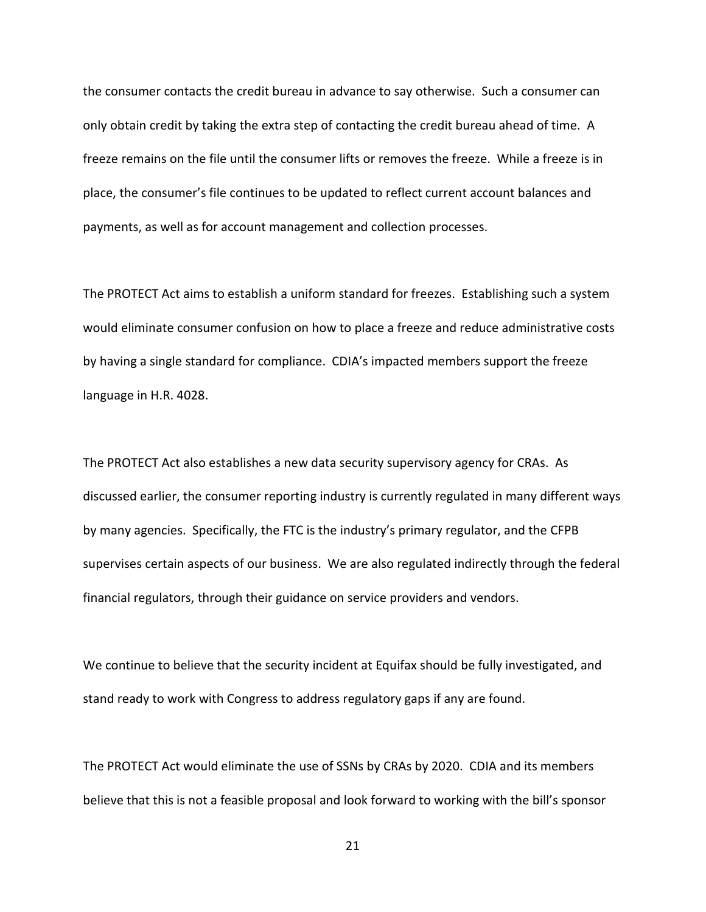the consumer contacts the credit bureau in advance to say otherwise. Such a consumer can only obtain credit by taking the extra step of contacting the credit bureau ahead of time. A freeze remains on the file until the consumer lifts or removes the freeze. While a freeze is in place, the consumer's file continues to be updated to reflect current account balances and payments, as well as for account management and collection processes.

The PROTECT Act aims to establish a uniform standard for freezes. Establishing such a system would eliminate consumer confusion on how to place a freeze and reduce administrative costs by having a single standard for compliance. CDIA's impacted members support the freeze language in H.R. 4028.

The PROTECT Act also establishes a new data security supervisory agency for CRAs. As discussed earlier, the consumer reporting industry is currently regulated in many different ways by many agencies. Specifically, the FTC is the industry's primary regulator, and the CFPB supervises certain aspects of our business. We are also regulated indirectly through the federal financial regulators, through their guidance on service providers and vendors.

We continue to believe that the security incident at Equifax should be fully investigated, and stand ready to work with Congress to address regulatory gaps if any are found.

The PROTECT Act would eliminate the use of SSNs by CRAs by 2020. CDIA and its members believe that this is not a feasible proposal and look forward to working with the bill's sponsor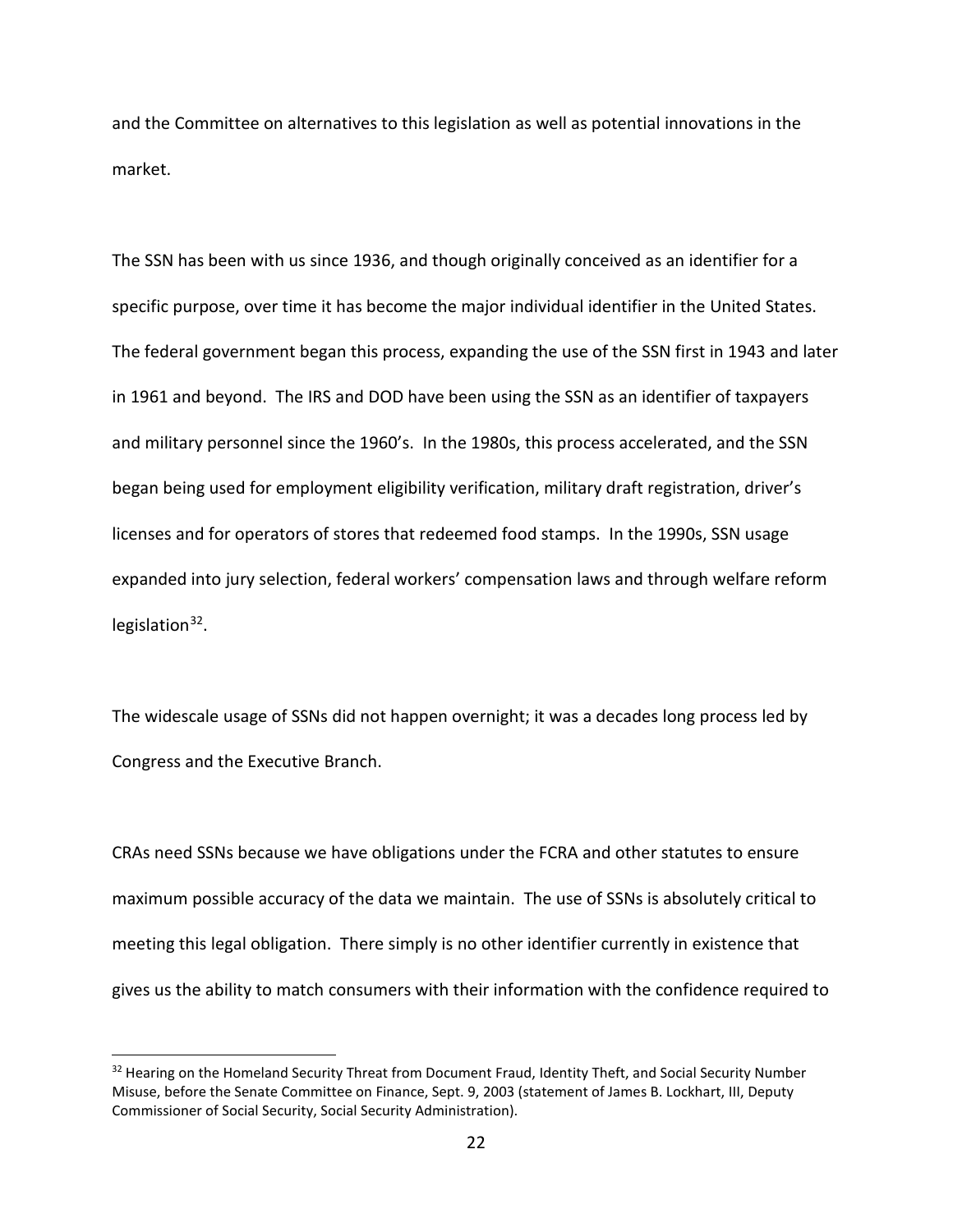and the Committee on alternatives to this legislation as well as potential innovations in the market.

The SSN has been with us since 1936, and though originally conceived as an identifier for a specific purpose, over time it has become the major individual identifier in the United States. The federal government began this process, expanding the use of the SSN first in 1943 and later in 1961 and beyond. The IRS and DOD have been using the SSN as an identifier of taxpayers and military personnel since the 1960's. In the 1980s, this process accelerated, and the SSN began being used for employment eligibility verification, military draft registration, driver's licenses and for operators of stores that redeemed food stamps. In the 1990s, SSN usage expanded into jury selection, federal workers' compensation laws and through welfare reform legislation[32].

The widescale usage of SSNs did not happen overnight; it was a decades long process led by Congress and the Executive Branch.

CRAs need SSNs because we have obligations under the FCRA and other statutes to ensure maximum possible accuracy of the data we maintain. The use of SSNs is absolutely critical to meeting this legal obligation. There simply is no other identifier currently in existence that gives us the ability to match consumers with their information with the confidence required to

---

[32] Hearing on the Homeland Security Threat from Document Fraud, Identity Theft, and Social Security Number Misuse, before the Senate Committee on Finance, Sept. 9, 2003 (statement of James B. Lockhart, III, Deputy Commissioner of Social Security, Social Security Administration).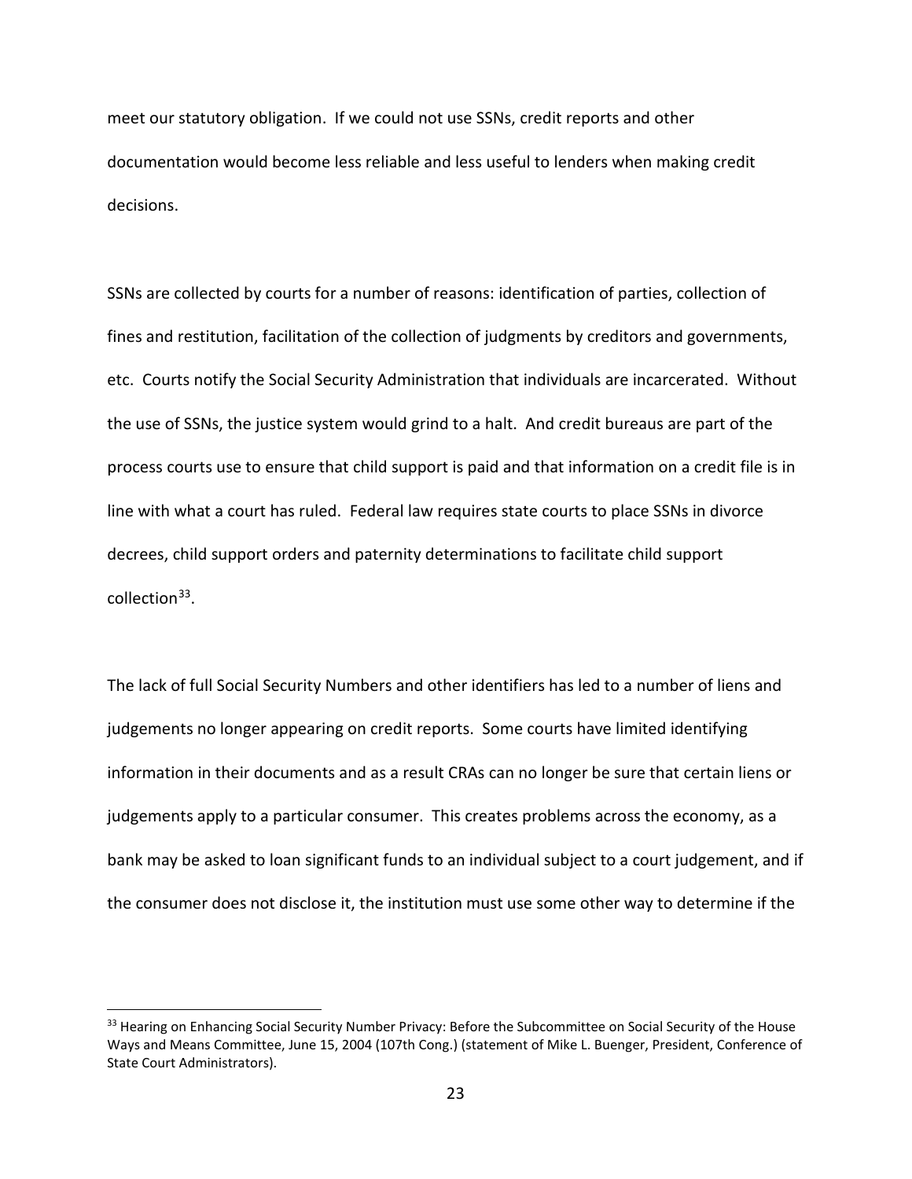meet our statutory obligation. If we could not use SSNs, credit reports and other documentation would become less reliable and less useful to lenders when making credit decisions.

SSNs are collected by courts for a number of reasons: identification of parties, collection of fines and restitution, facilitation of the collection of judgments by creditors and governments, etc. Courts notify the Social Security Administration that individuals are incarcerated. Without the use of SSNs, the justice system would grind to a halt. And credit bureaus are part of the process courts use to ensure that child support is paid and that information on a credit file is in line with what a court has ruled. Federal law requires state courts to place SSNs in divorce decrees, child support orders and paternity determinations to facilitate child support collection[33].

The lack of full Social Security Numbers and other identifiers has led to a number of liens and judgements no longer appearing on credit reports. Some courts have limited identifying information in their documents and as a result CRAs can no longer be sure that certain liens or judgements apply to a particular consumer. This creates problems across the economy, as a bank may be asked to loan significant funds to an individual subject to a court judgement, and if the consumer does not disclose it, the institution must use some other way to determine if the

---

[33] Hearing on Enhancing Social Security Number Privacy: Before the Subcommittee on Social Security of the House Ways and Means Committee, June 15, 2004 (107th Cong.) (statement of Mike L. Buenger, President, Conference of State Court Administrators).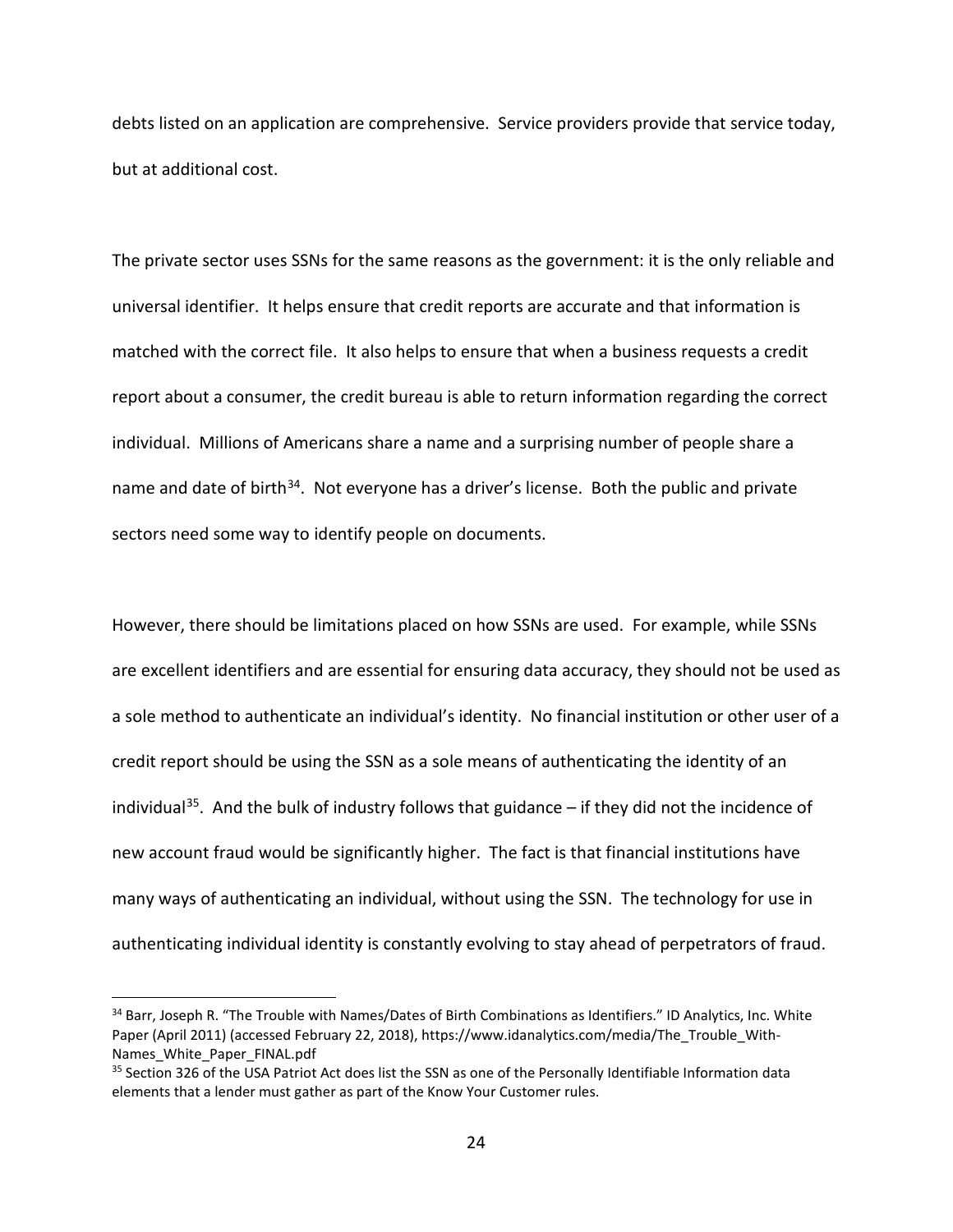debts listed on an application are comprehensive. Service providers provide that service today, but at additional cost.

The private sector uses SSNs for the same reasons as the government: it is the only reliable and universal identifier. It helps ensure that credit reports are accurate and that information is matched with the correct file. It also helps to ensure that when a business requests a credit report about a consumer, the credit bureau is able to return information regarding the correct individual. Millions of Americans share a name and a surprising number of people share a name and date of birth[34]. Not everyone has a driver's license. Both the public and private sectors need some way to identify people on documents.

However, there should be limitations placed on how SSNs are used. For example, while SSNs are excellent identifiers and are essential for ensuring data accuracy, they should not be used as a sole method to authenticate an individual's identity. No financial institution or other user of a credit report should be using the SSN as a sole means of authenticating the identity of an individual[35]. And the bulk of industry follows that guidance – if they did not the incidence of new account fraud would be significantly higher. The fact is that financial institutions have many ways of authenticating an individual, without using the SSN. The technology for use in authenticating individual identity is constantly evolving to stay ahead of perpetrators of fraud.

---

[34] Barr, Joseph R. "The Trouble with Names/Dates of Birth Combinations as Identifiers." ID Analytics, Inc. White Paper (April 2011) (accessed February 22, 2018), https://www.idanalytics.com/media/The_Trouble_With-Names_White_Paper_FINAL.pdf

[35] Section 326 of the USA Patriot Act does list the SSN as one of the Personally Identifiable Information data elements that a lender must gather as part of the Know Your Customer rules.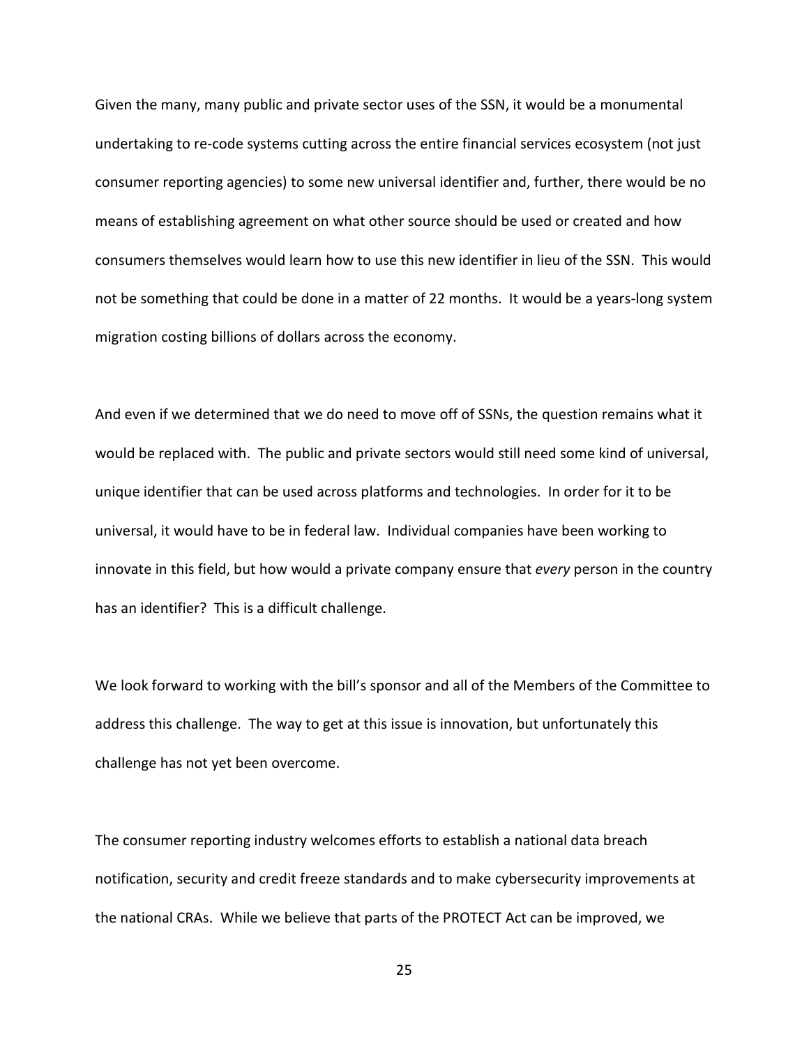Given the many, many public and private sector uses of the SSN, it would be a monumental undertaking to re-code systems cutting across the entire financial services ecosystem (not just consumer reporting agencies) to some new universal identifier and, further, there would be no means of establishing agreement on what other source should be used or created and how consumers themselves would learn how to use this new identifier in lieu of the SSN. This would not be something that could be done in a matter of 22 months. It would be a years-long system migration costing billions of dollars across the economy.

And even if we determined that we do need to move off of SSNs, the question remains what it would be replaced with. The public and private sectors would still need some kind of universal, unique identifier that can be used across platforms and technologies. In order for it to be universal, it would have to be in federal law. Individual companies have been working to innovate in this field, but how would a private company ensure that *every* person in the country has an identifier? This is a difficult challenge.

We look forward to working with the bill's sponsor and all of the Members of the Committee to address this challenge. The way to get at this issue is innovation, but unfortunately this challenge has not yet been overcome.

The consumer reporting industry welcomes efforts to establish a national data breach notification, security and credit freeze standards and to make cybersecurity improvements at the national CRAs. While we believe that parts of the PROTECT Act can be improved, we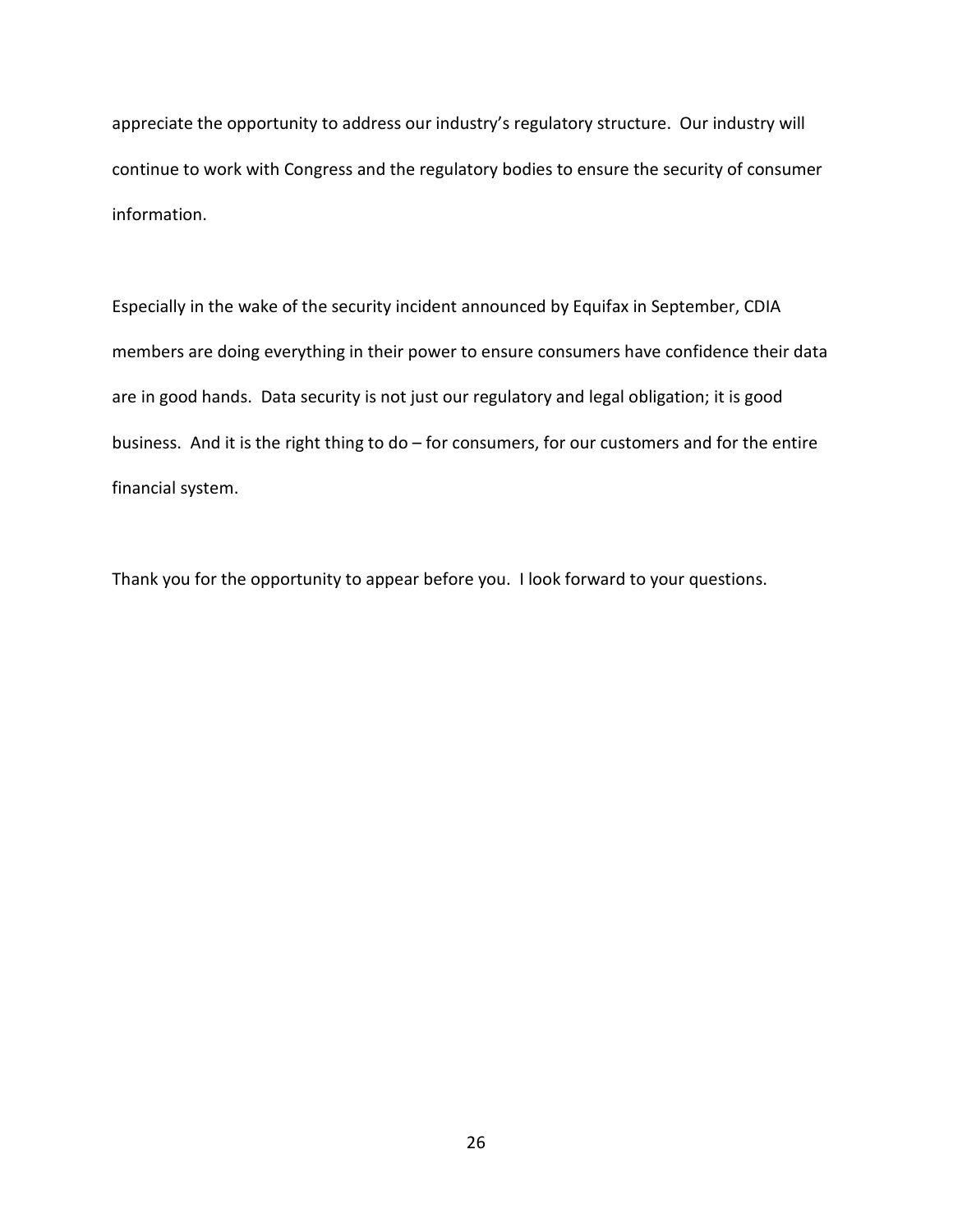appreciate the opportunity to address our industry's regulatory structure. Our industry will continue to work with Congress and the regulatory bodies to ensure the security of consumer information.

Especially in the wake of the security incident announced by Equifax in September, CDIA members are doing everything in their power to ensure consumers have confidence their data are in good hands. Data security is not just our regulatory and legal obligation; it is good business. And it is the right thing to do – for consumers, for our customers and for the entire financial system.

Thank you for the opportunity to appear before you. I look forward to your questions.